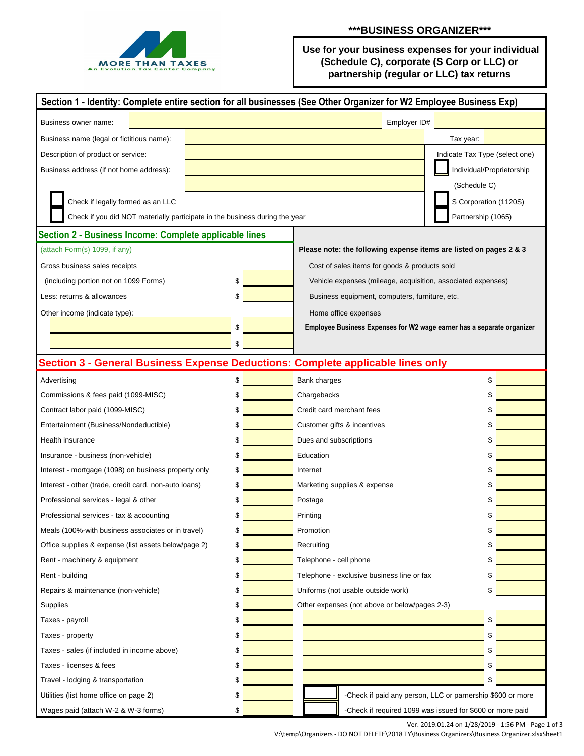***BUSINESS ORGANIZER***

**Use for your business expenses for your individual (Schedule C), corporate (S Corp or LLC) or partnership (regular or LLC) tax returns**

## Section 1 - Identity: Complete entire section for all businesses (See Other Organizer for W2 Employee Business Exp)

| | | | |
|---|---|---|---|
| Business owner name: | | Employer ID# | |
| Business name (legal or fictitious name): | | Tax year: | |
| Description of product or service: | | Indicate Tax Type (select one) | |
| Business address (if not home address): | | ☐ Individual/Proprietorship (Schedule C) | |
| ☐ Check if legally formed as an LLC | | ☐ S Corporation (1120S) | |
| ☐ Check if you did NOT materially participate in the business during the year | | ☐ Partnership (1065) | |

## Section 2 - Business Income: Complete applicable lines

(attach Form(s) 1099, if any)

| | |
|---|---|
| Gross business sales receipts (including portion not on 1099 Forms) | $ |
| Less: returns & allowances | $ |
| Other income (indicate type): | |
| | $ |
| | $ |

**Please note: the following expense items are listed on pages 2 & 3**

- Cost of sales items for goods & products sold
- Vehicle expenses (mileage, acquisition, associated expenses)
- Business equipment, computers, furniture, etc.
- Home office expenses
- **Employee Business Expenses for W2 wage earner has a separate organizer**

## Section 3 - General Business Expense Deductions: Complete applicable lines only

| | | | |
|---|---|---|---|
| Advertising | $ | Bank charges | $ |
| Commissions & fees paid (1099-MISC) | $ | Chargebacks | $ |
| Contract labor paid (1099-MISC) | $ | Credit card merchant fees | $ |
| Entertainment (Business/Nondeductible) | $ | Customer gifts & incentives | $ |
| Health insurance | $ | Dues and subscriptions | $ |
| Insurance - business (non-vehicle) | $ | Education | $ |
| Interest - mortgage (1098) on business property only | $ | Internet | $ |
| Interest - other (trade, credit card, non-auto loans) | $ | Marketing supplies & expense | $ |
| Professional services - legal & other | $ | Postage | $ |
| Professional services - tax & accounting | $ | Printing | $ |
| Meals (100%-with business associates or in travel) | $ | Promotion | $ |
| Office supplies & expense (list assets below/page 2) | $ | Recruiting | $ |
| Rent - machinery & equipment | $ | Telephone - cell phone | $ |
| Rent - building | $ | Telephone - exclusive business line or fax | $ |
| Repairs & maintenance (non-vehicle) | $ | Uniforms (not usable outside work) | $ |
| Supplies | $ | Other expenses (not above or below/pages 2-3) | |
| Taxes - payroll | $ | | $ |
| Taxes - property | $ | | $ |
| Taxes - sales (if included in income above) | $ | | $ |
| Taxes - licenses & fees | $ | | $ |
| Travel - lodging & transportation | $ | | $ |
| Utilities (list home office on page 2) | $ | ☐ -Check if paid any person, LLC or parnership $600 or more | |
| Wages paid (attach W-2 & W-3 forms) | $ | ☐ -Check if required 1099 was issued for $600 or more paid | |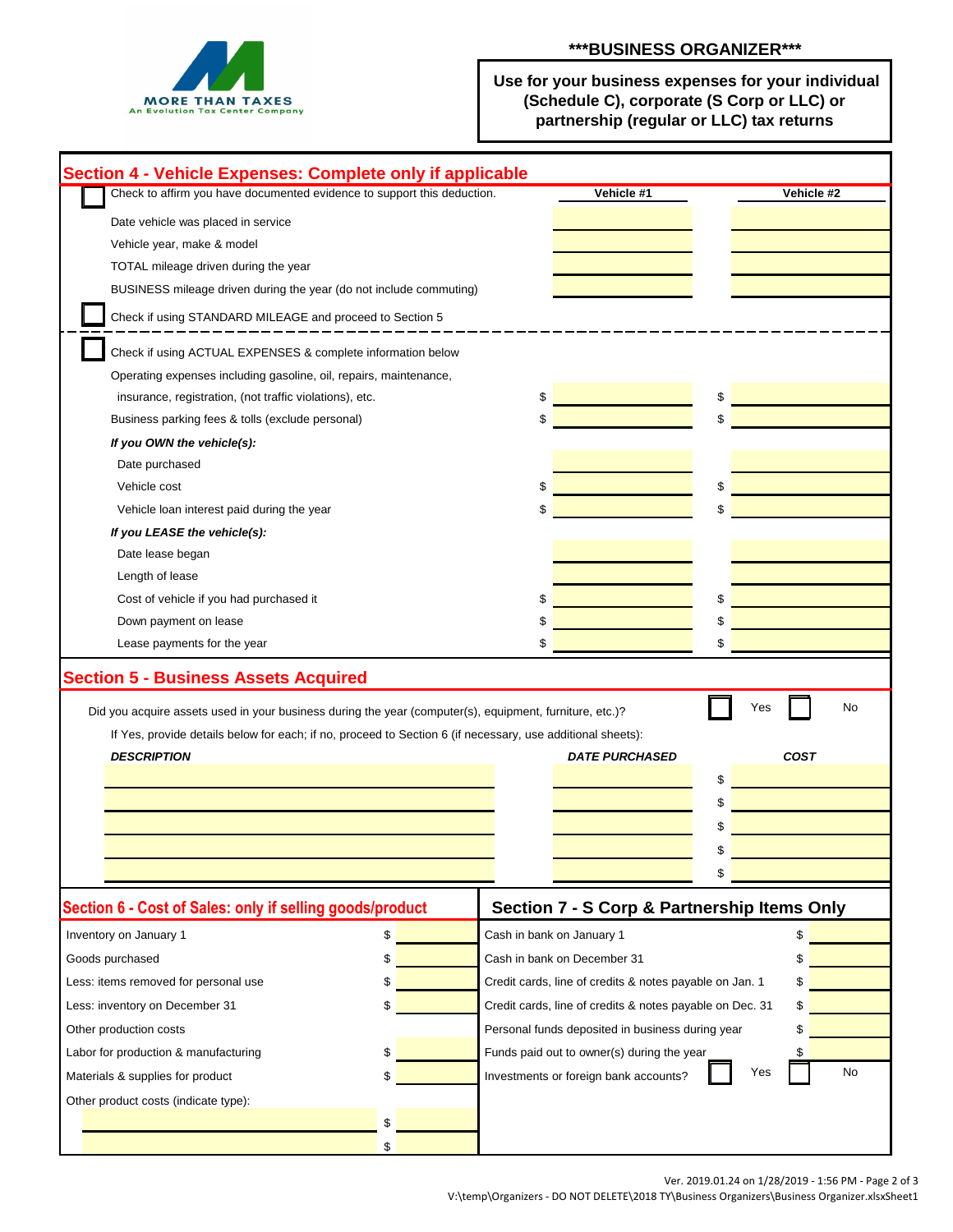MORE THAN TAXES
An Evolution Tax Center Company

## \*\*\*BUSINESS ORGANIZER\*\*\*

**Use for your business expenses for your individual (Schedule C), corporate (S Corp or LLC) or partnership (regular or LLC) tax returns**

## Section 4 - Vehicle Expenses: Complete only if applicable

☐ Check to affirm you have documented evidence to support this deduction.

| | Vehicle #1 | Vehicle #2 |
|---|---|---|
| Date vehicle was placed in service | | |
| Vehicle year, make & model | | |
| TOTAL mileage driven during the year | | |
| BUSINESS mileage driven during the year (do not include commuting) | | |

☐ Check if using STANDARD MILEAGE and proceed to Section 5

☐ Check if using ACTUAL EXPENSES & complete information below

| | Vehicle #1 | Vehicle #2 |
|---|---|---|
| Operating expenses including gasoline, oil, repairs, maintenance, insurance, registration, (not traffic violations), etc. | $ | $ |
| Business parking fees & tolls (exclude personal) | $ | $ |
| ***If you OWN the vehicle(s):*** | | |
| Date purchased | | |
| Vehicle cost | $ | $ |
| Vehicle loan interest paid during the year | $ | $ |
| ***If you LEASE the vehicle(s):*** | | |
| Date lease began | | |
| Length of lease | | |
| Cost of vehicle if you had purchased it | $ | $ |
| Down payment on lease | $ | $ |
| Lease payments for the year | $ | $ |

## Section 5 - Business Assets Acquired

Did you acquire assets used in your business during the year (computer(s), equipment, furniture, etc.)? ☐ Yes ☐ No

If Yes, provide details below for each; if no, proceed to Section 6 (if necessary, use additional sheets):

| *DESCRIPTION* | *DATE PURCHASED* | *COST* |
|---|---|---|
| | | $ |
| | | $ |
| | | $ |
| | | $ |
| | | $ |

## Section 6 - Cost of Sales: only if selling goods/product

| | |
|---|---|
| Inventory on January 1 | $ |
| Goods purchased | $ |
| Less: items removed for personal use | $ |
| Less: inventory on December 31 | $ |
| Other production costs | |
| Labor for production & manufacturing | $ |
| Materials & supplies for product | $ |
| Other product costs (indicate type): | |
| | $ |
| | $ |

## Section 7 - S Corp & Partnership Items Only

| | |
|---|---|
| Cash in bank on January 1 | $ |
| Cash in bank on December 31 | $ |
| Credit cards, line of credits & notes payable on Jan. 1 | $ |
| Credit cards, line of credits & notes payable on Dec. 31 | $ |
| Personal funds deposited in business during year | $ |
| Funds paid out to owner(s) during the year | $ |
| Investments or foreign bank accounts? | ☐ Yes ☐ No |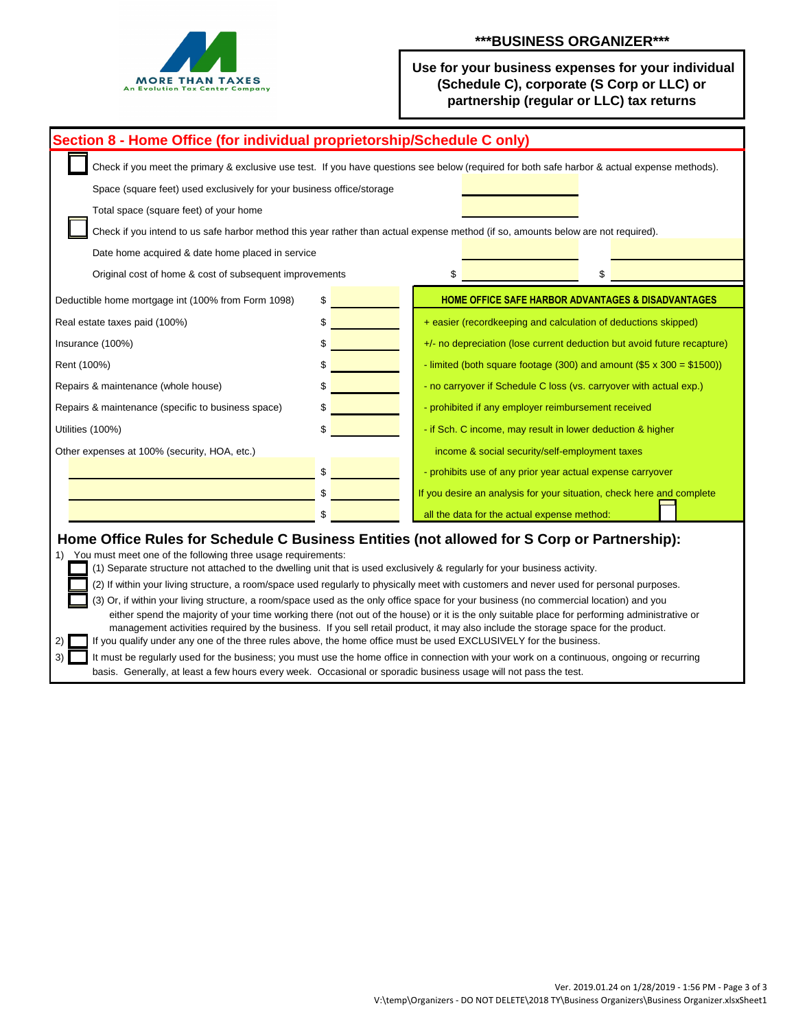MORE THAN TAXES
An Evolution Tax Center Company

**\*\*\*BUSINESS ORGANIZER\*\*\***

**Use for your business expenses for your individual (Schedule C), corporate (S Corp or LLC) or partnership (regular or LLC) tax returns**

## Section 8 - Home Office (for individual proprietorship/Schedule C only)

☐ Check if you meet the primary & exclusive use test. If you have questions see below (required for both safe harbor & actual expense methods).

Space (square feet) used exclusively for your business office/storage ____________

Total space (square feet) of your home ____________

☐ Check if you intend to us safe harbor method this year rather than actual expense method (if so, amounts below are not required).

Date home acquired & date home placed in service ____________ ____________

Original cost of home & cost of subsequent improvements $ ____________ $ ____________

| | | |
|---|---|---|
| Deductible home mortgage int (100% from Form 1098) | $ | **HOME OFFICE SAFE HARBOR ADVANTAGES & DISADVANTAGES** |
| Real estate taxes paid (100%) | $ | + easier (recordkeeping and calculation of deductions skipped) |
| Insurance (100%) | $ | +/- no depreciation (lose current deduction but avoid future recapture) |
| Rent (100%) | $ | - limited (both square footage (300) and amount ($5 x 300 = $1500)) |
| Repairs & maintenance (whole house) | $ | - no carryover if Schedule C loss (vs. carryover with actual exp.) |
| Repairs & maintenance (specific to business space) | $ | - prohibited if any employer reimbursement received |
| Utilities (100%) | $ | - if Sch. C income, may result in lower deduction & higher |
| Other expenses at 100% (security, HOA, etc.) | | income & social security/self-employment taxes |
| ____________ | $ | - prohibits use of any prior year actual expense carryover |
| ____________ | $ | If you desire an analysis for your situation, check here and complete |
| ____________ | $ | all the data for the actual expense method: ☐ |

### Home Office Rules for Schedule C Business Entities (not allowed for S Corp or Partnership):

1) You must meet one of the following three usage requirements:
   - ☐ (1) Separate structure not attached to the dwelling unit that is used exclusively & regularly for your business activity.
   - ☐ (2) If within your living structure, a room/space used regularly to physically meet with customers and never used for personal purposes.
   - ☐ (3) Or, if within your living structure, a room/space used as the only office space for your business (no commercial location) and you either spend the majority of your time working there (not out of the house) or it is the only suitable place for performing administrative or management activities required by the business. If you sell retail product, it may also include the storage space for the product.
2) ☐ If you qualify under any one of the three rules above, the home office must be used EXCLUSIVELY for the business.
3) ☐ It must be regularly used for the business; you must use the home office in connection with your work on a continuous, ongoing or recurring basis. Generally, at least a few hours every week. Occasional or sporadic business usage will not pass the test.